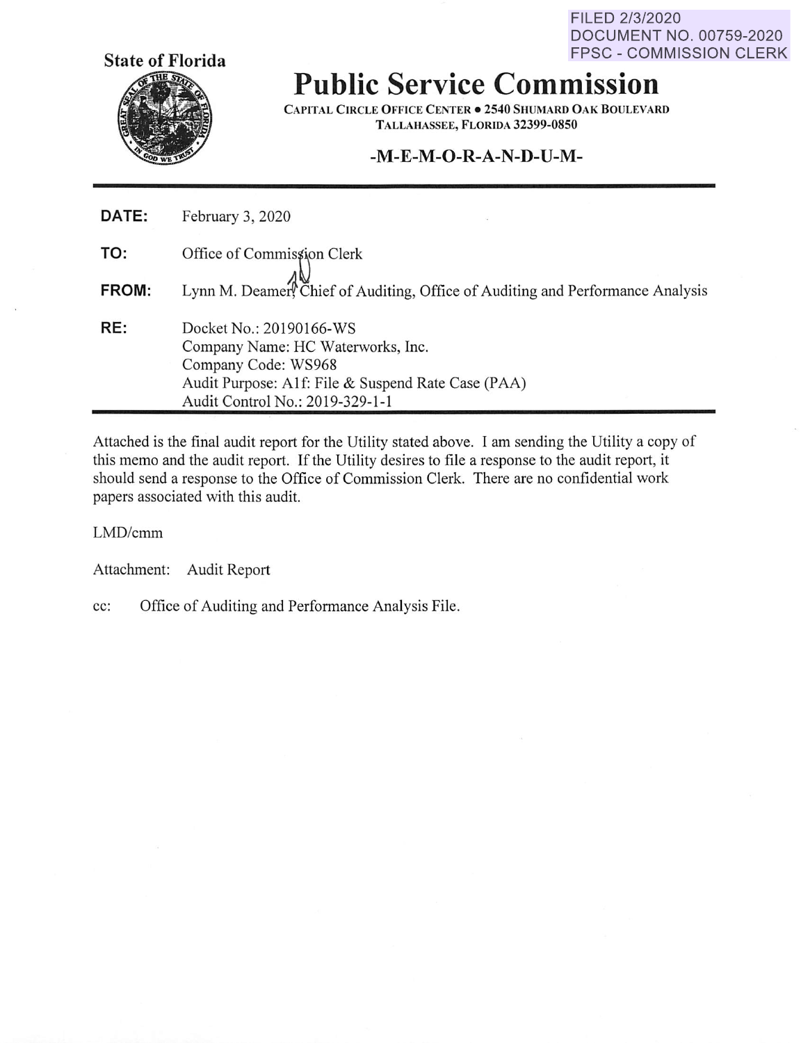FILED 2/3/2020
DOCUMENT NO. 00759-2020
FPSC - COMMISSION CLERK

**State of Florida**

# Public Service Commission

CAPITAL CIRCLE OFFICE CENTER • 2540 SHUMARD OAK BOULEVARD
TALLAHASSEE, FLORIDA 32399-0850

**-M-E-M-O-R-A-N-D-U-M-**

---

**DATE:** February 3, 2020

**TO:** Office of Commission Clerk

**FROM:** Lynn M. Deamer, Chief of Auditing, Office of Auditing and Performance Analysis

**RE:** Docket No.: 20190166-WS
Company Name: HC Waterworks, Inc.
Company Code: WS968
Audit Purpose: A1f: File & Suspend Rate Case (PAA)
Audit Control No.: 2019-329-1-1

---

Attached is the final audit report for the Utility stated above. I am sending the Utility a copy of this memo and the audit report. If the Utility desires to file a response to the audit report, it should send a response to the Office of Commission Clerk. There are no confidential work papers associated with this audit.

LMD/cmm

Attachment: Audit Report

cc: Office of Auditing and Performance Analysis File.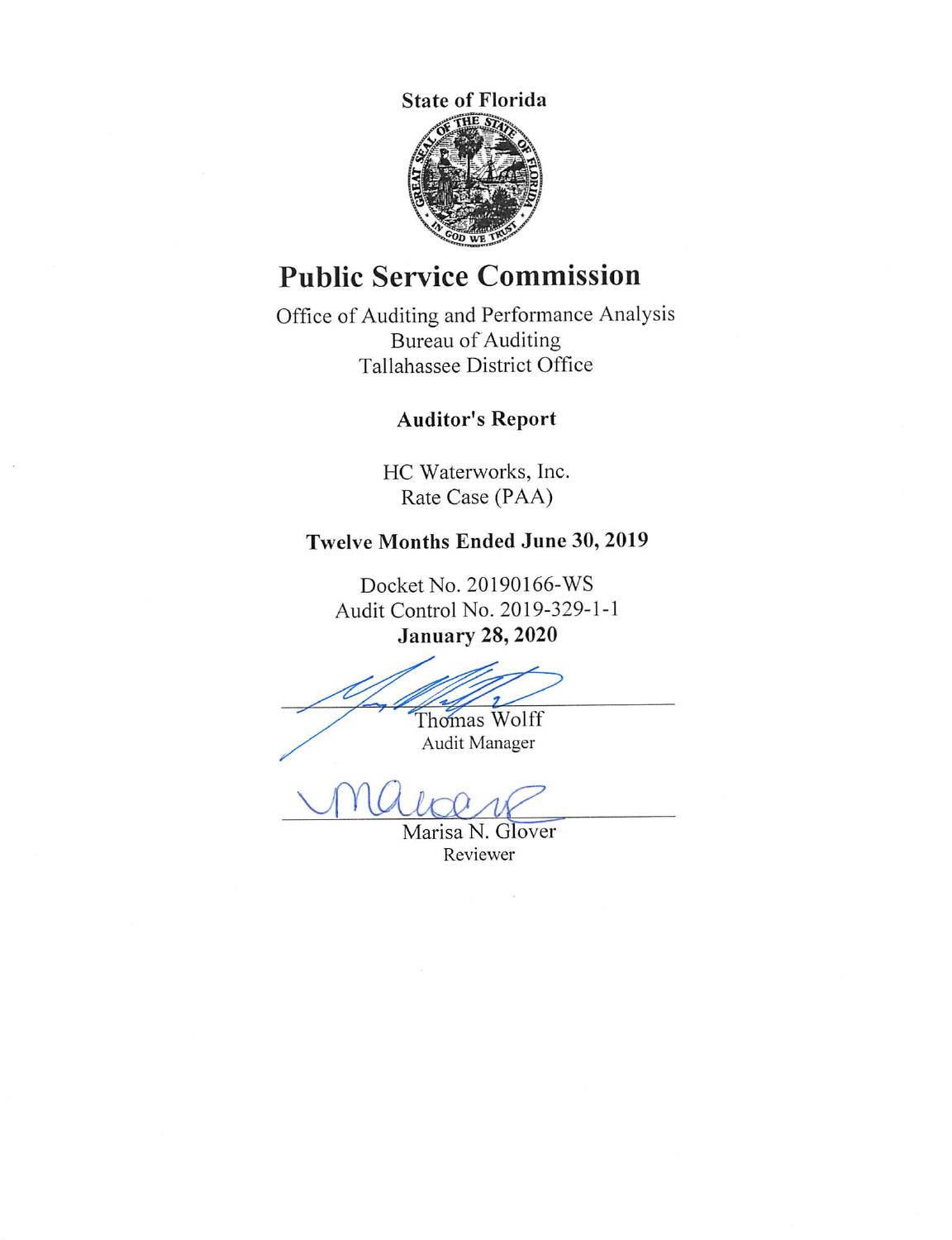**State of Florida**

# Public Service Commission

Office of Auditing and Performance Analysis
Bureau of Auditing
Tallahassee District Office

## Auditor's Report

HC Waterworks, Inc.
Rate Case (PAA)

**Twelve Months Ended June 30, 2019**

Docket No. 20190166-WS
Audit Control No. 2019-329-1-1
**January 28, 2020**

Thomas Wolff
Audit Manager

Marisa N. Glover
Reviewer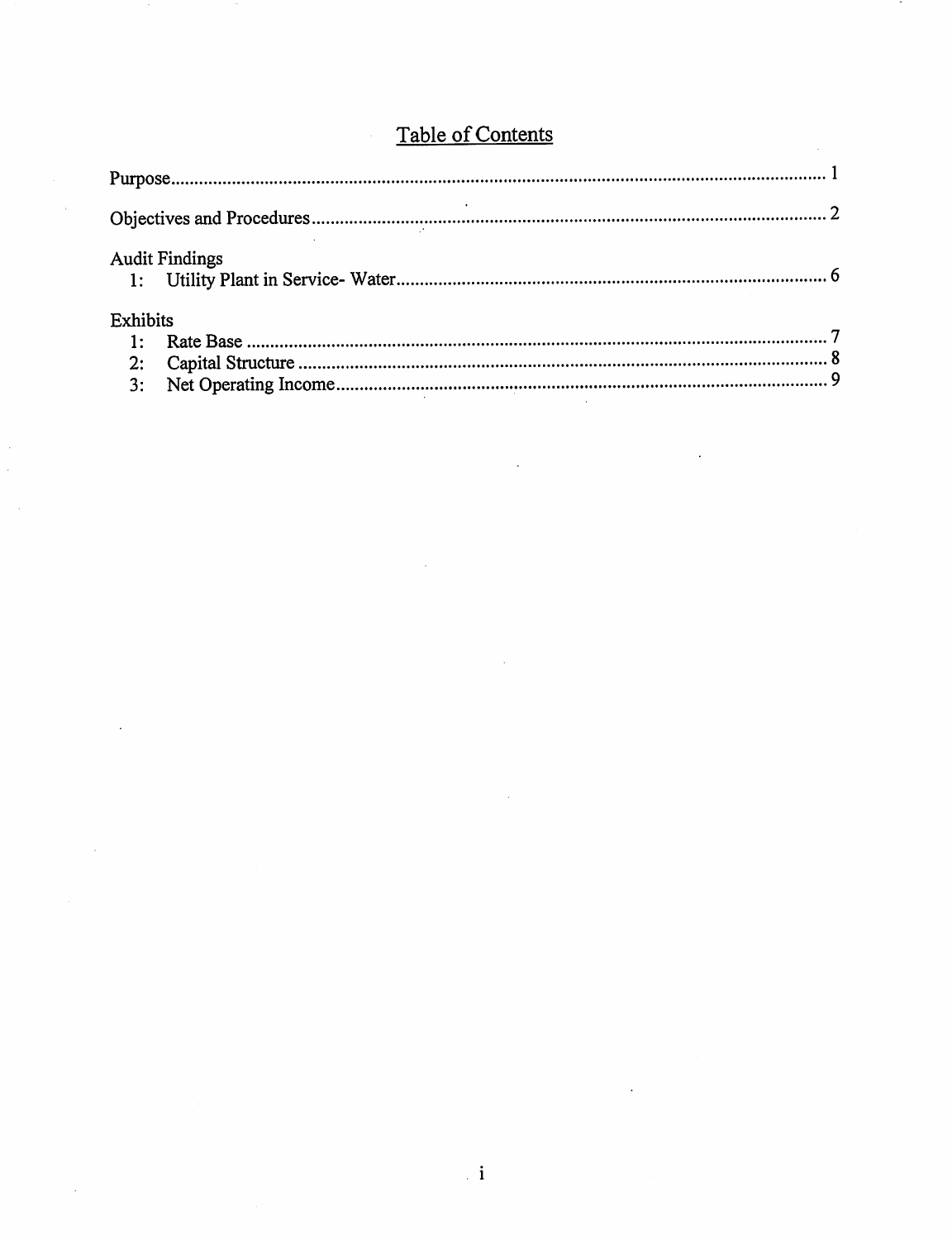# Table of Contents

Purpose....................................................................................................................................1

Objectives and Procedures....................................................................................................2

Audit Findings
- 1: Utility Plant in Service- Water.....................................................................................6

Exhibits
- 1: Rate Base ......................................................................................................................7
- 2: Capital Structure ..........................................................................................................8
- 3: Net Operating Income...................................................................................................9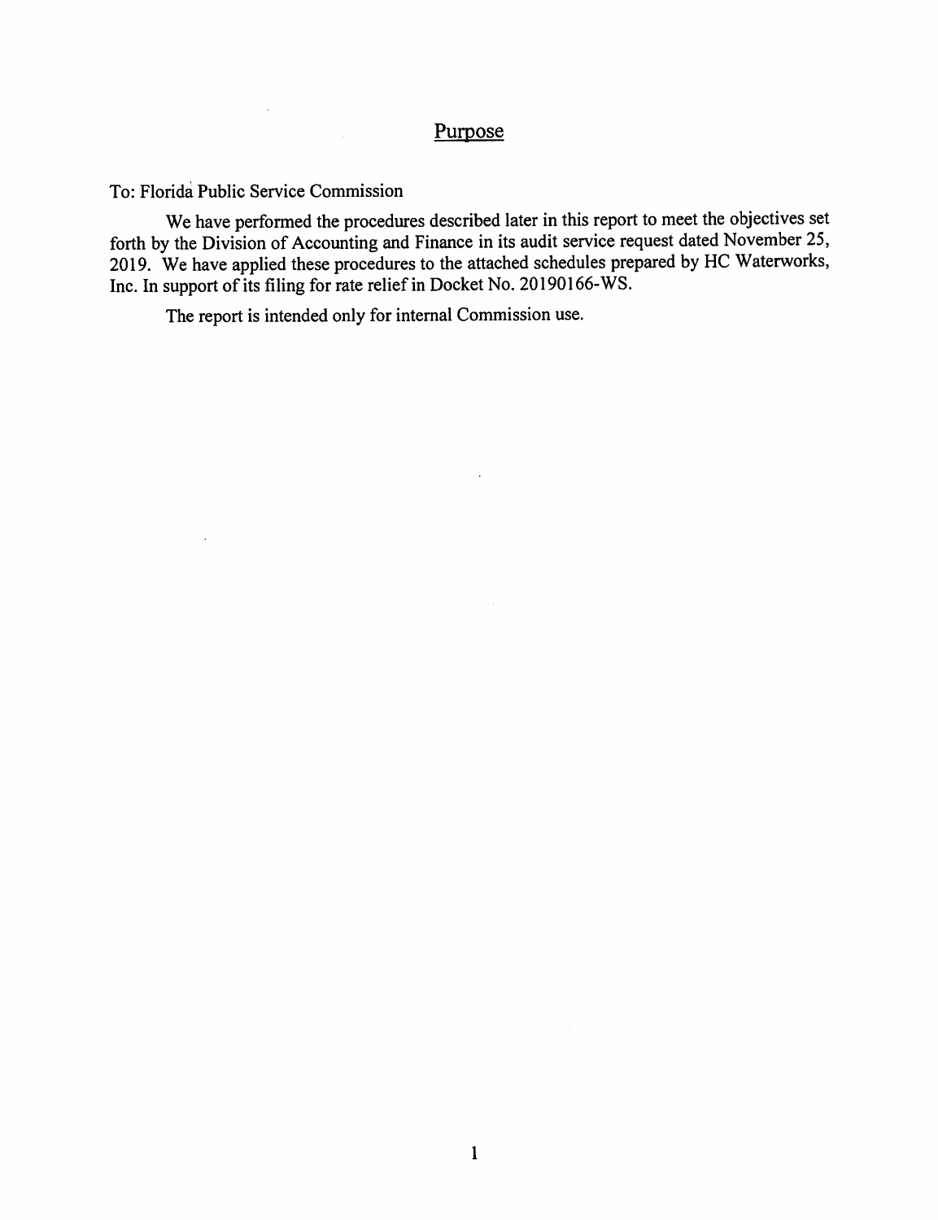## Purpose

To: Florida Public Service Commission

We have performed the procedures described later in this report to meet the objectives set forth by the Division of Accounting and Finance in its audit service request dated November 25, 2019. We have applied these procedures to the attached schedules prepared by HC Waterworks, Inc. In support of its filing for rate relief in Docket No. 20190166-WS.

The report is intended only for internal Commission use.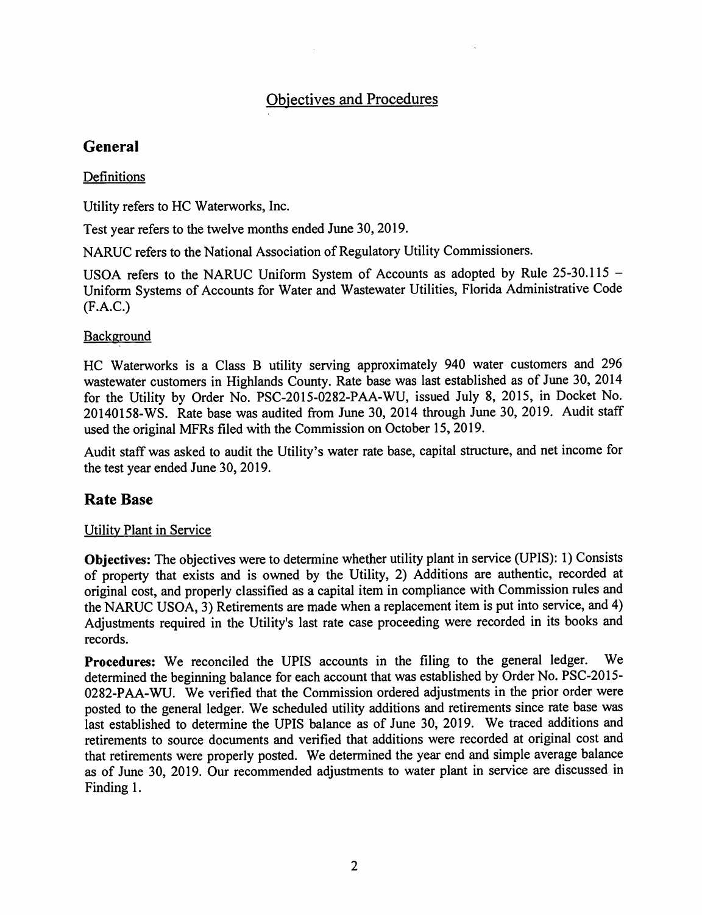# Objectives and Procedures

## General

### Definitions

Utility refers to HC Waterworks, Inc.

Test year refers to the twelve months ended June 30, 2019.

NARUC refers to the National Association of Regulatory Utility Commissioners.

USOA refers to the NARUC Uniform System of Accounts as adopted by Rule 25-30.115 – Uniform Systems of Accounts for Water and Wastewater Utilities, Florida Administrative Code (F.A.C.)

### Background

HC Waterworks is a Class B utility serving approximately 940 water customers and 296 wastewater customers in Highlands County. Rate base was last established as of June 30, 2014 for the Utility by Order No. PSC-2015-0282-PAA-WU, issued July 8, 2015, in Docket No. 20140158-WS. Rate base was audited from June 30, 2014 through June 30, 2019. Audit staff used the original MFRs filed with the Commission on October 15, 2019.

Audit staff was asked to audit the Utility's water rate base, capital structure, and net income for the test year ended June 30, 2019.

## Rate Base

### Utility Plant in Service

**Objectives:** The objectives were to determine whether utility plant in service (UPIS): 1) Consists of property that exists and is owned by the Utility, 2) Additions are authentic, recorded at original cost, and properly classified as a capital item in compliance with Commission rules and the NARUC USOA, 3) Retirements are made when a replacement item is put into service, and 4) Adjustments required in the Utility's last rate case proceeding were recorded in its books and records.

**Procedures:** We reconciled the UPIS accounts in the filing to the general ledger. We determined the beginning balance for each account that was established by Order No. PSC-2015-0282-PAA-WU. We verified that the Commission ordered adjustments in the prior order were posted to the general ledger. We scheduled utility additions and retirements since rate base was last established to determine the UPIS balance as of June 30, 2019. We traced additions and retirements to source documents and verified that additions were recorded at original cost and that retirements were properly posted. We determined the year end and simple average balance as of June 30, 2019. Our recommended adjustments to water plant in service are discussed in Finding 1.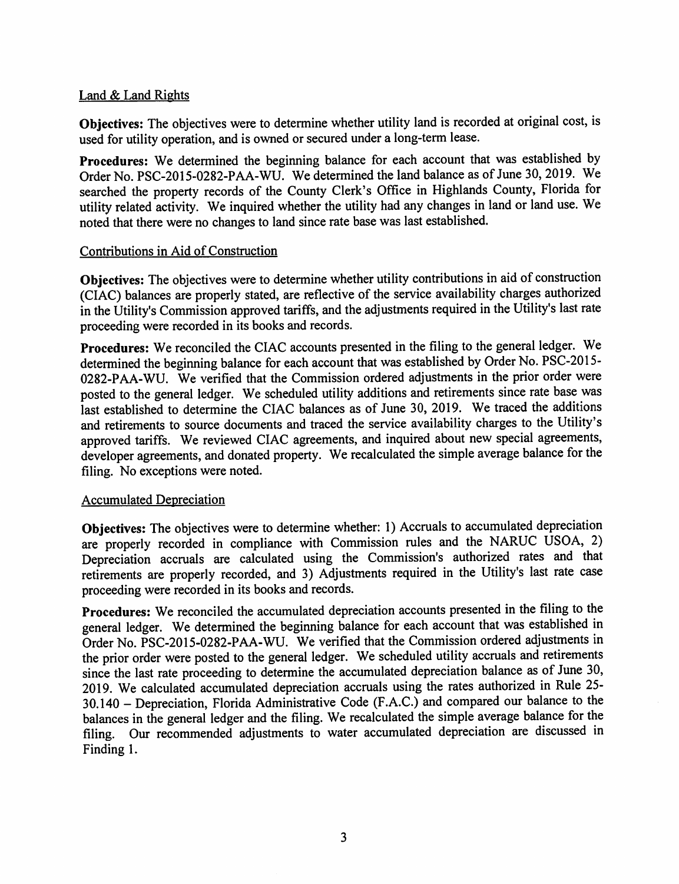Land & Land Rights

**Objectives:** The objectives were to determine whether utility land is recorded at original cost, is used for utility operation, and is owned or secured under a long-term lease.

**Procedures:** We determined the beginning balance for each account that was established by Order No. PSC-2015-0282-PAA-WU. We determined the land balance as of June 30, 2019. We searched the property records of the County Clerk's Office in Highlands County, Florida for utility related activity. We inquired whether the utility had any changes in land or land use. We noted that there were no changes to land since rate base was last established.

Contributions in Aid of Construction

**Objectives:** The objectives were to determine whether utility contributions in aid of construction (CIAC) balances are properly stated, are reflective of the service availability charges authorized in the Utility's Commission approved tariffs, and the adjustments required in the Utility's last rate proceeding were recorded in its books and records.

**Procedures:** We reconciled the CIAC accounts presented in the filing to the general ledger. We determined the beginning balance for each account that was established by Order No. PSC-2015-0282-PAA-WU. We verified that the Commission ordered adjustments in the prior order were posted to the general ledger. We scheduled utility additions and retirements since rate base was last established to determine the CIAC balances as of June 30, 2019. We traced the additions and retirements to source documents and traced the service availability charges to the Utility's approved tariffs. We reviewed CIAC agreements, and inquired about new special agreements, developer agreements, and donated property. We recalculated the simple average balance for the filing. No exceptions were noted.

Accumulated Depreciation

**Objectives:** The objectives were to determine whether: 1) Accruals to accumulated depreciation are properly recorded in compliance with Commission rules and the NARUC USOA, 2) Depreciation accruals are calculated using the Commission's authorized rates and that retirements are properly recorded, and 3) Adjustments required in the Utility's last rate case proceeding were recorded in its books and records.

**Procedures:** We reconciled the accumulated depreciation accounts presented in the filing to the general ledger. We determined the beginning balance for each account that was established in Order No. PSC-2015-0282-PAA-WU. We verified that the Commission ordered adjustments in the prior order were posted to the general ledger. We scheduled utility accruals and retirements since the last rate proceeding to determine the accumulated depreciation balance as of June 30, 2019. We calculated accumulated depreciation accruals using the rates authorized in Rule 25-30.140 – Depreciation, Florida Administrative Code (F.A.C.) and compared our balance to the balances in the general ledger and the filing. We recalculated the simple average balance for the filing. Our recommended adjustments to water accumulated depreciation are discussed in Finding 1.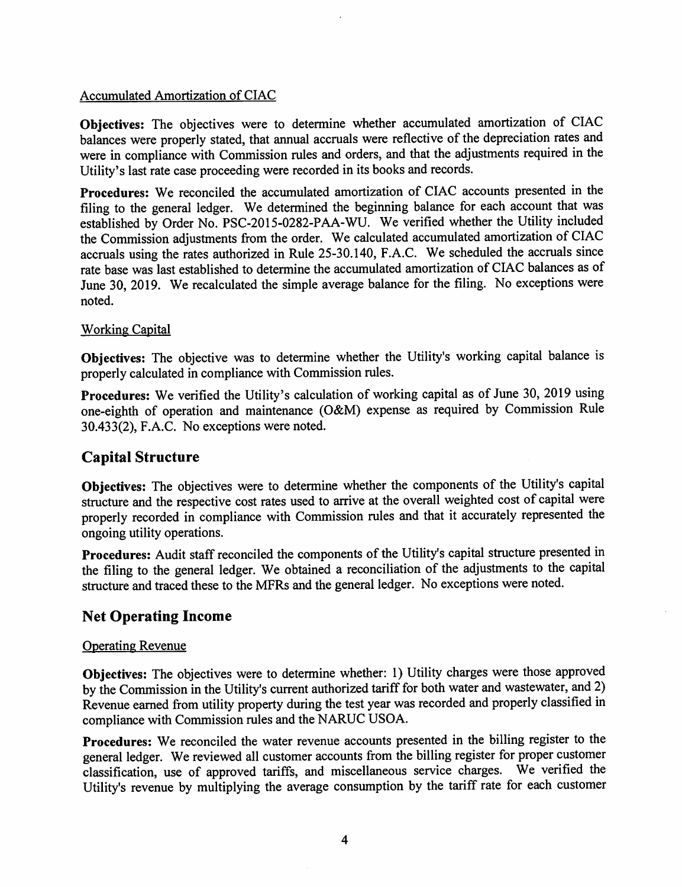### Accumulated Amortization of CIAC

**Objectives:** The objectives were to determine whether accumulated amortization of CIAC balances were properly stated, that annual accruals were reflective of the depreciation rates and were in compliance with Commission rules and orders, and that the adjustments required in the Utility's last rate case proceeding were recorded in its books and records.

**Procedures:** We reconciled the accumulated amortization of CIAC accounts presented in the filing to the general ledger. We determined the beginning balance for each account that was established by Order No. PSC-2015-0282-PAA-WU. We verified whether the Utility included the Commission adjustments from the order. We calculated accumulated amortization of CIAC accruals using the rates authorized in Rule 25-30.140, F.A.C. We scheduled the accruals since rate base was last established to determine the accumulated amortization of CIAC balances as of June 30, 2019. We recalculated the simple average balance for the filing. No exceptions were noted.

### Working Capital

**Objectives:** The objective was to determine whether the Utility's working capital balance is properly calculated in compliance with Commission rules.

**Procedures:** We verified the Utility's calculation of working capital as of June 30, 2019 using one-eighth of operation and maintenance (O&M) expense as required by Commission Rule 30.433(2), F.A.C. No exceptions were noted.

## Capital Structure

**Objectives:** The objectives were to determine whether the components of the Utility's capital structure and the respective cost rates used to arrive at the overall weighted cost of capital were properly recorded in compliance with Commission rules and that it accurately represented the ongoing utility operations.

**Procedures:** Audit staff reconciled the components of the Utility's capital structure presented in the filing to the general ledger. We obtained a reconciliation of the adjustments to the capital structure and traced these to the MFRs and the general ledger. No exceptions were noted.

## Net Operating Income

### Operating Revenue

**Objectives:** The objectives were to determine whether: 1) Utility charges were those approved by the Commission in the Utility's current authorized tariff for both water and wastewater, and 2) Revenue earned from utility property during the test year was recorded and properly classified in compliance with Commission rules and the NARUC USOA.

**Procedures:** We reconciled the water revenue accounts presented in the billing register to the general ledger. We reviewed all customer accounts from the billing register for proper customer classification, use of approved tariffs, and miscellaneous service charges. We verified the Utility's revenue by multiplying the average consumption by the tariff rate for each customer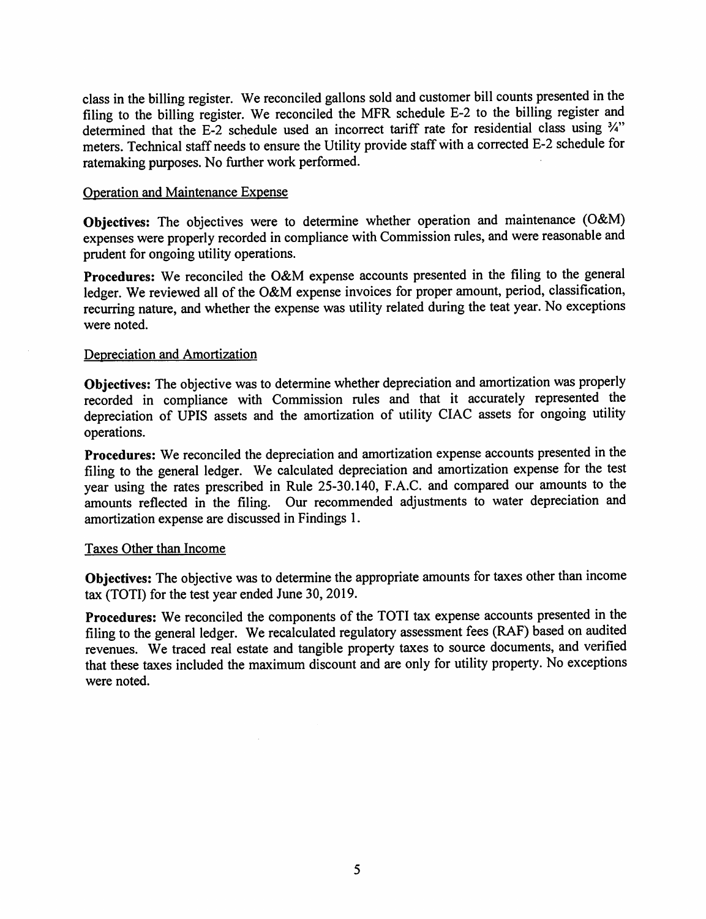class in the billing register. We reconciled gallons sold and customer bill counts presented in the filing to the billing register. We reconciled the MFR schedule E-2 to the billing register and determined that the E-2 schedule used an incorrect tariff rate for residential class using ¾" meters. Technical staff needs to ensure the Utility provide staff with a corrected E-2 schedule for ratemaking purposes. No further work performed.

Operation and Maintenance Expense

**Objectives:** The objectives were to determine whether operation and maintenance (O&M) expenses were properly recorded in compliance with Commission rules, and were reasonable and prudent for ongoing utility operations.

**Procedures:** We reconciled the O&M expense accounts presented in the filing to the general ledger. We reviewed all of the O&M expense invoices for proper amount, period, classification, recurring nature, and whether the expense was utility related during the teat year. No exceptions were noted.

Depreciation and Amortization

**Objectives:** The objective was to determine whether depreciation and amortization was properly recorded in compliance with Commission rules and that it accurately represented the depreciation of UPIS assets and the amortization of utility CIAC assets for ongoing utility operations.

**Procedures:** We reconciled the depreciation and amortization expense accounts presented in the filing to the general ledger. We calculated depreciation and amortization expense for the test year using the rates prescribed in Rule 25-30.140, F.A.C. and compared our amounts to the amounts reflected in the filing. Our recommended adjustments to water depreciation and amortization expense are discussed in Findings 1.

Taxes Other than Income

**Objectives:** The objective was to determine the appropriate amounts for taxes other than income tax (TOTI) for the test year ended June 30, 2019.

**Procedures:** We reconciled the components of the TOTI tax expense accounts presented in the filing to the general ledger. We recalculated regulatory assessment fees (RAF) based on audited revenues. We traced real estate and tangible property taxes to source documents, and verified that these taxes included the maximum discount and are only for utility property. No exceptions were noted.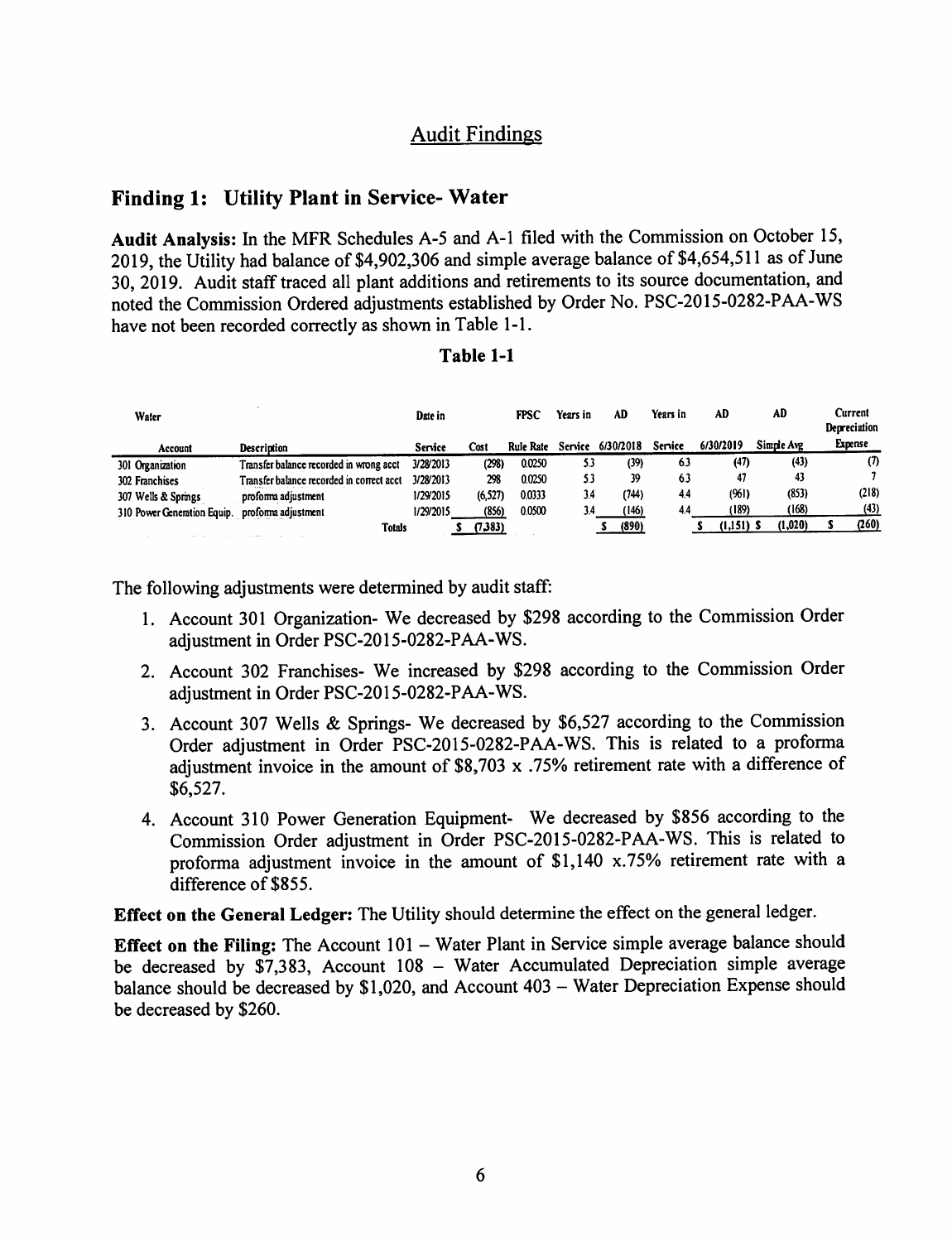## Audit Findings

### Finding 1: Utility Plant in Service- Water

**Audit Analysis:** In the MFR Schedules A-5 and A-1 filed with the Commission on October 15, 2019, the Utility had balance of $4,902,306 and simple average balance of $4,654,511 as of June 30, 2019. Audit staff traced all plant additions and retirements to its source documentation, and noted the Commission Ordered adjustments established by Order No. PSC-2015-0282-PAA-WS have not been recorded correctly as shown in Table 1-1.

**Table 1-1**

| Water | | Date in | | FPSC | Years in | AD | Years in | AD | AD | Current Depreciation |
|---|---|---|---|---|---|---|---|---|---|---|
| Account | Description | Service | Cost | Rule Rate | Service | 6/30/2018 | Service | 6/30/2019 | Simple Avg | Expense |
| 301 Organization | Transfer balance recorded in wrong acct | 3/28/2013 | (298) | 0.0250 | 5.3 | (39) | 6.3 | (47) | (43) | (7) |
| 302 Franchises | Transfer balance recorded in correct acct | 3/28/2013 | 298 | 0.0250 | 5.3 | 39 | 6.3 | 47 | 43 | 7 |
| 307 Wells & Springs | proforma adjustment | 1/29/2015 | (6,527) | 0.0333 | 3.4 | (744) | 4.4 | (961) | (853) | (218) |
| 310 Power Generation Equip. | proforma adjustment | 1/29/2015 | (856) | 0.0500 | 3.4 | (146) | 4.4 | (189) | (168) | (43) |
| | Totals | | $ (7,383) | | | $ (890) | | $ (1,151) | $ (1,020) | $ (260) |

The following adjustments were determined by audit staff:

1. Account 301 Organization- We decreased by $298 according to the Commission Order adjustment in Order PSC-2015-0282-PAA-WS.
2. Account 302 Franchises- We increased by $298 according to the Commission Order adjustment in Order PSC-2015-0282-PAA-WS.
3. Account 307 Wells & Springs- We decreased by $6,527 according to the Commission Order adjustment in Order PSC-2015-0282-PAA-WS. This is related to a proforma adjustment invoice in the amount of $8,703 x .75% retirement rate with a difference of $6,527.
4. Account 310 Power Generation Equipment- We decreased by $856 according to the Commission Order adjustment in Order PSC-2015-0282-PAA-WS. This is related to proforma adjustment invoice in the amount of $1,140 x.75% retirement rate with a difference of $855.

**Effect on the General Ledger:** The Utility should determine the effect on the general ledger.

**Effect on the Filing:** The Account 101 – Water Plant in Service simple average balance should be decreased by $7,383, Account 108 – Water Accumulated Depreciation simple average balance should be decreased by $1,020, and Account 403 – Water Depreciation Expense should be decreased by $260.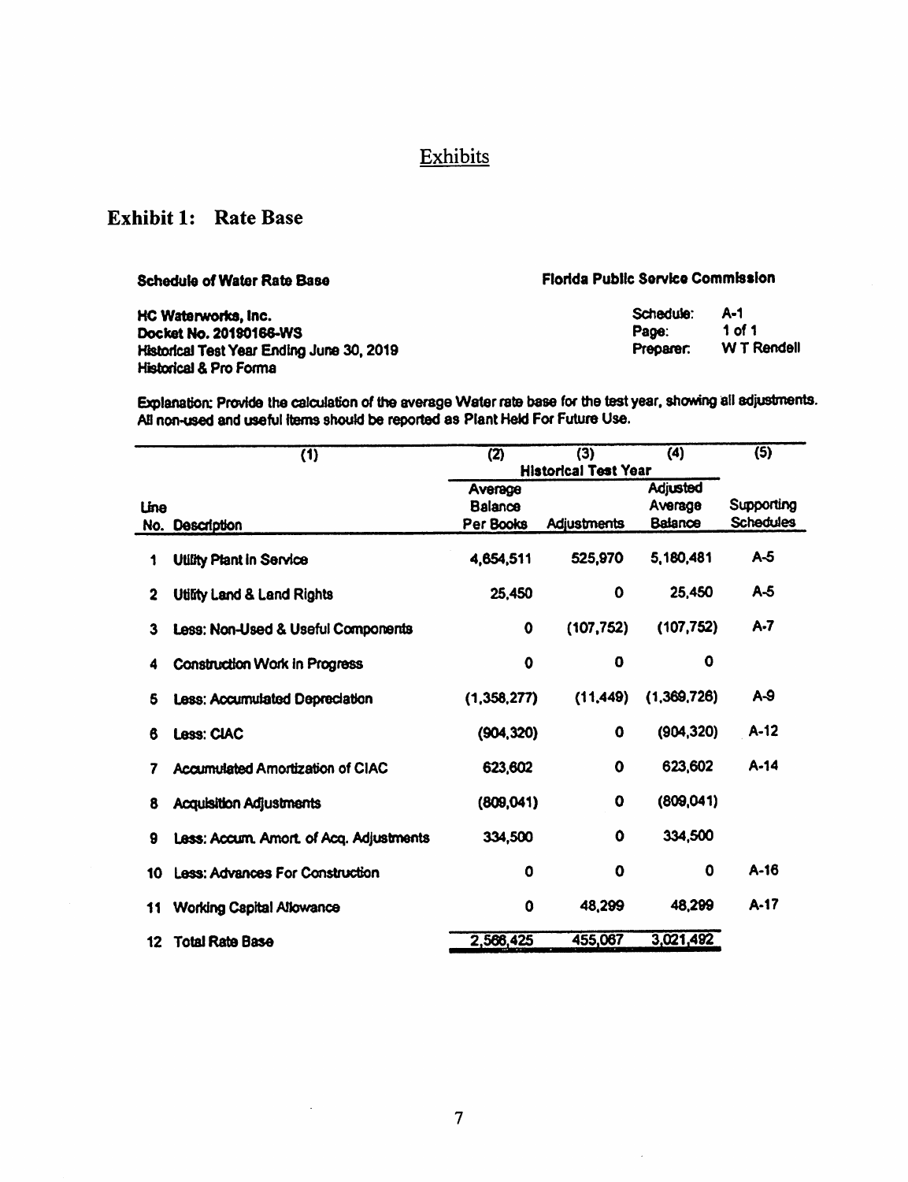# Exhibits

## Exhibit 1: Rate Base

**Schedule of Water Rate Base**

**Florida Public Service Commission**

**HC Waterworks, Inc.**
**Docket No. 20190166-WS**
**Historical Test Year Ending June 30, 2019**
**Historical & Pro Forma**

| | |
|---|---|
| Schedule: | A-1 |
| Page: | 1 of 1 |
| Preparer: | W T Rendell |

Explanation: Provide the calculation of the average Water rate base for the test year, showing all adjustments. All non-used and useful items should be reported as Plant Held For Future Use.

| | (1) | (2) | (3) | (4) | (5) |
|---|---|---|---|---|---|
| | | Historical Test Year | | | |
| Line No. | Description | Average Balance Per Books | Adjustments | Adjusted Average Balance | Supporting Schedules |
| 1 | Utility Plant In Service | 4,654,511 | 525,970 | 5,180,481 | A-5 |
| 2 | Utility Land & Land Rights | 25,450 | 0 | 25,450 | A-5 |
| 3 | Less: Non-Used & Useful Components | 0 | (107,752) | (107,752) | A-7 |
| 4 | Construction Work in Progress | 0 | 0 | 0 | |
| 5 | Less: Accumulated Depreciation | (1,358,277) | (11,449) | (1,369,726) | A-9 |
| 6 | Less: CIAC | (904,320) | 0 | (904,320) | A-12 |
| 7 | Accumulated Amortization of CIAC | 623,602 | 0 | 623,602 | A-14 |
| 8 | Acquisition Adjustments | (809,041) | 0 | (809,041) | |
| 9 | Less: Accum. Amort. of Acq. Adjustments | 334,500 | 0 | 334,500 | |
| 10 | Less: Advances For Construction | 0 | 0 | 0 | A-16 |
| 11 | Working Capital Allowance | 0 | 48,299 | 48,299 | A-17 |
| 12 | Total Rate Base | 2,566,425 | 455,067 | 3,021,492 | |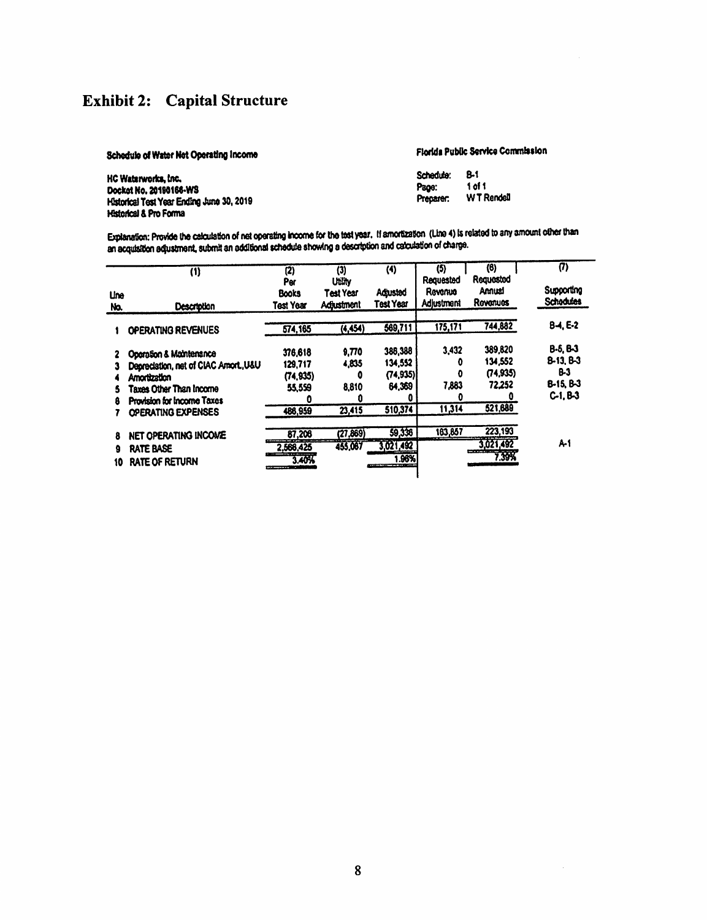# Exhibit 2: Capital Structure

**Schedule of Water Net Operating Income**

**Florida Public Service Commission**

HC Waterworks, Inc.
Docket No. 20190166-WS
Historical Test Year Ending June 30, 2019
Historical & Pro Forma

Schedule: B-1
Page: 1 of 1
Preparer: W T Rendell

Explanation: Provide the calculation of net operating income for the test year. If amortization (Line 4) is related to any amount other than an acquisition adjustment, submit an additional schedule showing a description and calculation of charge.

| Line No. | (1) Description | (2) Per Books Test Year | (3) Utility Test Year Adjustment | (4) Adjusted Test Year | (5) Requested Revenue Adjustment | (6) Requested Annual Revenues | (7) Supporting Schedules |
|---|---|---|---|---|---|---|---|
| 1 | OPERATING REVENUES | 574,165 | (4,454) | 569,711 | 175,171 | 744,882 | B-4, E-2 |
| 2 | Operation & Maintenance | 376,618 | 9,770 | 386,388 | 3,432 | 389,820 | B-5, B-3 |
| 3 | Depreciation, net of CIAC Amort., U&U | 129,717 | 4,835 | 134,552 | 0 | 134,552 | B-13, B-3 |
| 4 | Amortization | (74,935) | 0 | (74,935) | 0 | (74,935) | B-3 |
| 5 | Taxes Other Than Income | 55,559 | 8,810 | 64,369 | 7,883 | 72,252 | B-15, B-3 |
| 6 | Provision for Income Taxes | 0 | 0 | 0 | 0 | 0 | C-1, B-3 |
| 7 | OPERATING EXPENSES | 486,959 | 23,415 | 510,374 | 11,314 | 521,689 | |
| 8 | NET OPERATING INCOME | 87,206 | (27,869) | 59,336 | 163,857 | 223,193 | |
| 9 | RATE BASE | 2,566,425 | 455,067 | 3,021,492 | | 3,021,492 | A-1 |
| 10 | RATE OF RETURN | 3.40% | | 1.96% | | 7.39% | |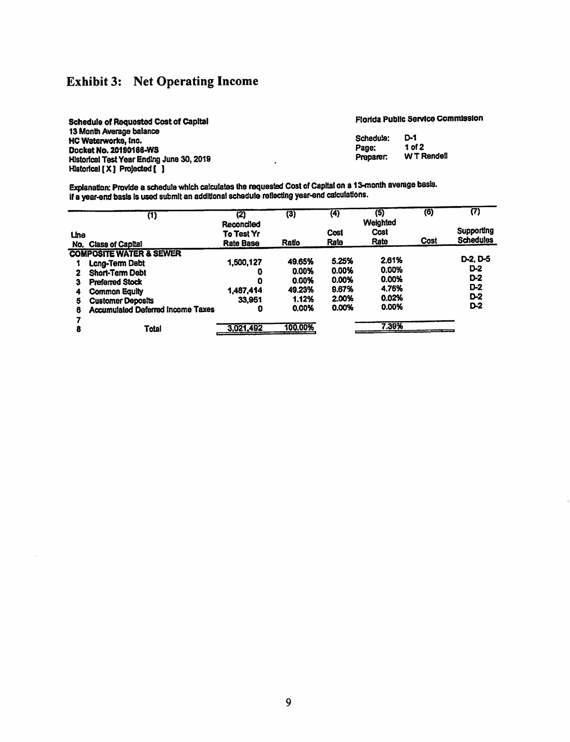## Exhibit 3: Net Operating Income

**Schedule of Requested Cost of Capital**
**13 Month Average balance**
**HC Waterworks, Inc.**
**Docket No. 20190166-WS**
**Historical Test Year Ending June 30, 2019**
**Historical [ X ] Projected [ ]**

**Florida Public Service Commission**

| | |
|---|---|
| Schedule: | D-1 |
| Page: | 1 of 2 |
| Preparer: | W T Rendell |

Explanation: Provide a schedule which calculates the requested Cost of Capital on a 13-month average basis. If a year-end basis is used submit an additional schedule reflecting year-end calculations.

| Line No. | (1) Class of Capital | (2) Reconciled To Test Yr Rate Base | (3) Ratio | (4) Cost Rate | (5) Weighted Cost Rate | (6) Cost | (7) Supporting Schedules |
|---|---|---|---|---|---|---|---|
| | **COMPOSITE WATER & SEWER** | | | | | | |
| 1 | Long-Term Debt | 1,500,127 | 49.65% | 5.25% | 2.61% | | D-2, D-5 |
| 2 | Short-Term Debt | 0 | 0.00% | 0.00% | 0.00% | | D-2 |
| 3 | Preferred Stock | 0 | 0.00% | 0.00% | 0.00% | | D-2 |
| 4 | Common Equity | 1,487,414 | 49.23% | 9.67% | 4.76% | | D-2 |
| 5 | Customer Deposits | 33,951 | 1.12% | 2.00% | 0.02% | | D-2 |
| 6 | Accumulated Deferred Income Taxes | 0 | 0.00% | 0.00% | 0.00% | | D-2 |
| 7 | | | | | | | |
| 8 | Total | 3,021,492 | 100.00% | | 7.39% | | |